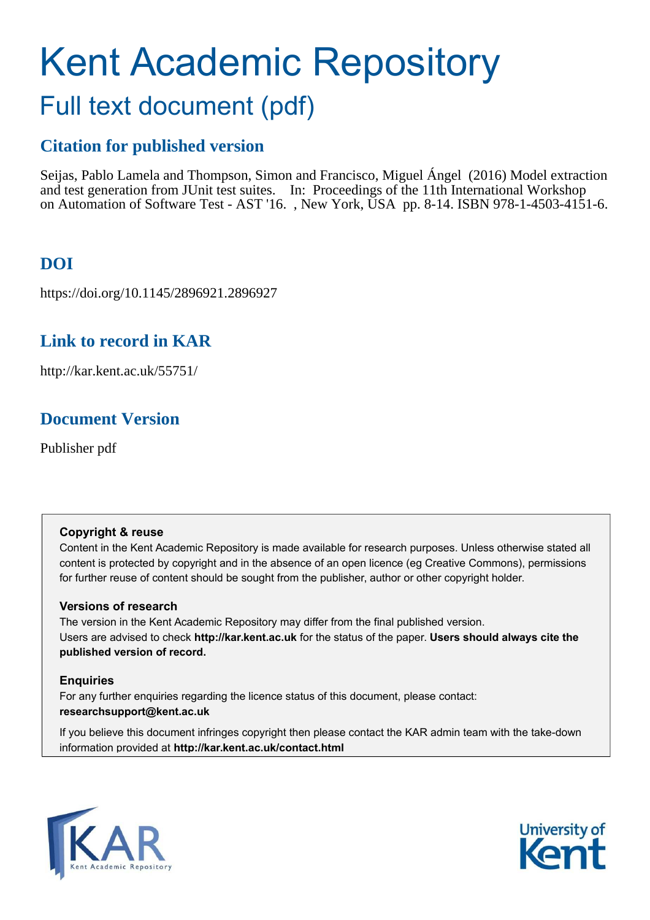# Kent Academic Repository

## Full text document (pdf)

### Citation for published version

Seijas, Pablo Lamela and Thompson, Simon and Francisco, Miguel Ángel (2016) Model extraction and test generation from JUnit test suites. In: Proceedings of the 11th International Workshop on Automation of Software Test - AST '16. , New York, USA pp. 8-14. ISBN 978-1-4503-4151-6.

### DOI

https://doi.org/10.1145/2896921.2896927

### Link to record in KAR

http://kar.kent.ac.uk/55751/

### Document Version

Publisher pdf

**Copyright & reuse**

Content in the Kent Academic Repository is made available for research purposes. Unless otherwise stated all content is protected by copyright and in the absence of an open licence (eg Creative Commons), permissions for further reuse of content should be sought from the publisher, author or other copyright holder.

**Versions of research**

The version in the Kent Academic Repository may differ from the final published version. Users are advised to check **http://kar.kent.ac.uk** for the status of the paper. **Users should always cite the published version of record.**

**Enquiries**

For any further enquiries regarding the licence status of this document, please contact: **researchsupport@kent.ac.uk**

If you believe this document infringes copyright then please contact the KAR admin team with the take-down information provided at **http://kar.kent.ac.uk/contact.html**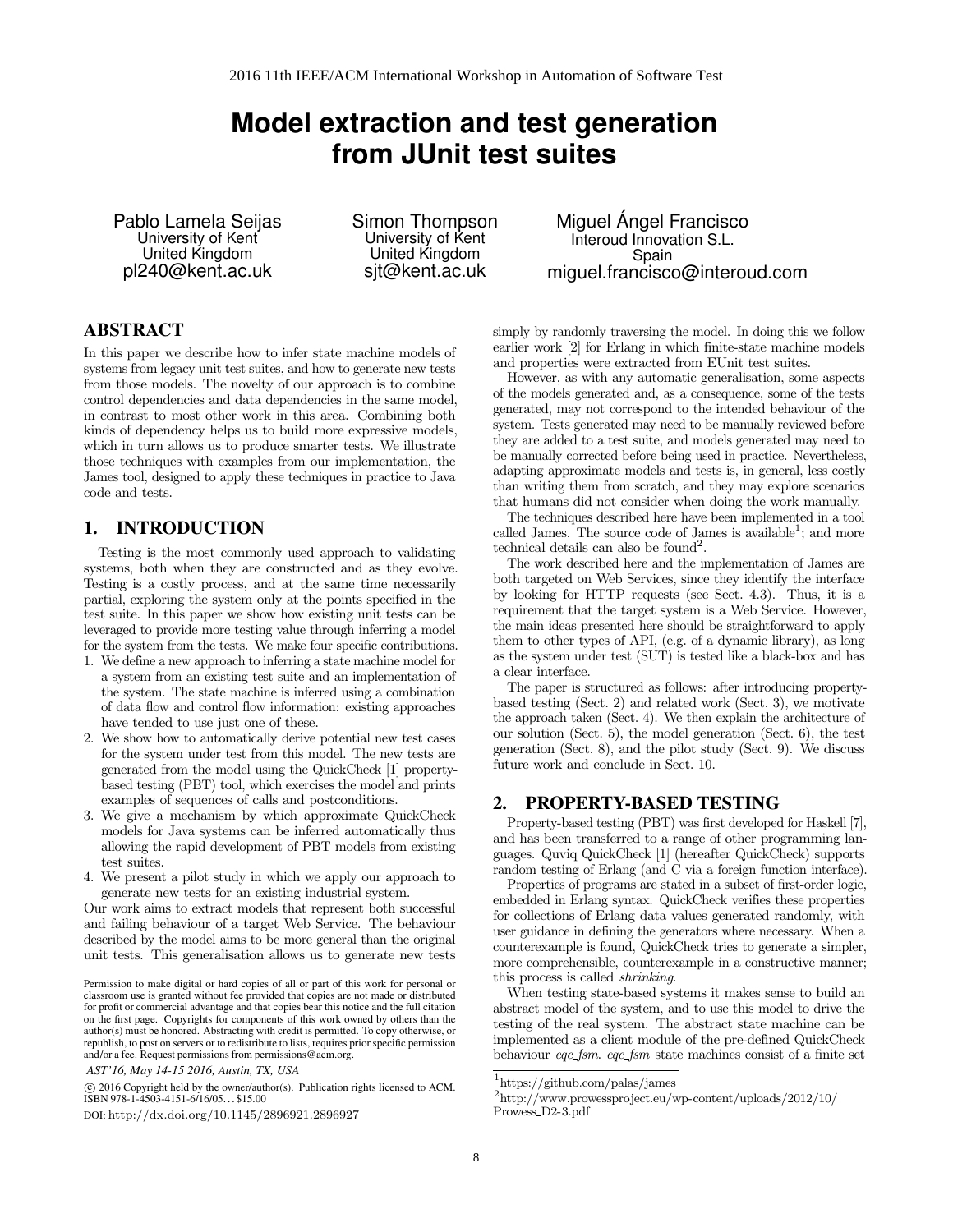# Model extraction and test generation from JUnit test suites

Pablo Lamela Seijas
University of Kent
United Kingdom
pl240@kent.ac.uk

Simon Thompson
University of Kent
United Kingdom
sjt@kent.ac.uk

Miguel Ángel Francisco
Interoud Innovation S.L.
Spain
miguel.francisco@interoud.com

## ABSTRACT

In this paper we describe how to infer state machine models of systems from legacy unit test suites, and how to generate new tests from those models. The novelty of our approach is to combine control dependencies and data dependencies in the same model, in contrast to most other work in this area. Combining both kinds of dependency helps us to build more expressive models, which in turn allows us to produce smarter tests. We illustrate those techniques with examples from our implementation, the James tool, designed to apply these techniques in practice to Java code and tests.

## 1. INTRODUCTION

Testing is the most commonly used approach to validating systems, both when they are constructed and as they evolve. Testing is a costly process, and at the same time necessarily partial, exploring the system only at the points specified in the test suite. In this paper we show how existing unit tests can be leveraged to provide more testing value through inferring a model for the system from the tests. We make four specific contributions.

1. We define a new approach to inferring a state machine model for a system from an existing test suite and an implementation of the system. The state machine is inferred using a combination of data flow and control flow information: existing approaches have tended to use just one of these.
2. We show how to automatically derive potential new test cases for the system under test from this model. The new tests are generated from the model using the QuickCheck [1] property-based testing (PBT) tool, which exercises the model and prints examples of sequences of calls and postconditions.
3. We give a mechanism by which approximate QuickCheck models for Java systems can be inferred automatically thus allowing the rapid development of PBT models from existing test suites.
4. We present a pilot study in which we apply our approach to generate new tests for an existing industrial system.

Our work aims to extract models that represent both successful and failing behaviour of a target Web Service. The behaviour described by the model aims to be more general than the original unit tests. This generalisation allows us to generate new tests simply by randomly traversing the model. In doing this we follow earlier work [2] for Erlang in which finite-state machine models and properties were extracted from EUnit test suites.

However, as with any automatic generalisation, some aspects of the models generated and, as a consequence, some of the tests generated, may not correspond to the intended behaviour of the system. Tests generated may need to be manually reviewed before they are added to a test suite, and models generated may need to be manually corrected before being used in practice. Nevertheless, adapting approximate models and tests is, in general, less costly than writing them from scratch, and they may explore scenarios that humans did not consider when doing the work manually.

The techniques described here have been implemented in a tool called James. The source code of James is available[1]; and more technical details can also be found[2].

The work described here and the implementation of James are both targeted on Web Services, since they identify the interface by looking for HTTP requests (see Sect. 4.3). Thus, it is a requirement that the target system is a Web Service. However, the main ideas presented here should be straightforward to apply them to other types of API, (e.g. of a dynamic library), as long as the system under test (SUT) is tested like a black-box and has a clear interface.

The paper is structured as follows: after introducing property-based testing (Sect. 2) and related work (Sect. 3), we motivate the approach taken (Sect. 4). We then explain the architecture of our solution (Sect. 5), the model generation (Sect. 6), the test generation (Sect. 8), and the pilot study (Sect. 9). We discuss future work and conclude in Sect. 10.

## 2. PROPERTY-BASED TESTING

Property-based testing (PBT) was first developed for Haskell [7], and has been transferred to a range of other programming languages. Quviq QuickCheck [1] (hereafter QuickCheck) supports random testing of Erlang (and C via a foreign function interface).

Properties of programs are stated in a subset of first-order logic, embedded in Erlang syntax. QuickCheck verifies these properties for collections of Erlang data values generated randomly, with user guidance in defining the generators where necessary. When a counterexample is found, QuickCheck tries to generate a simpler, more comprehensible, counterexample in a constructive manner; this process is called *shrinking*.

When testing state-based systems it makes sense to build an abstract model of the system, and to use this model to drive the testing of the real system. The abstract state machine can be implemented as a client module of the pre-defined QuickCheck behaviour *eqc_fsm*. *eqc_fsm* state machines consist of a finite set

Permission to make digital or hard copies of all or part of this work for personal or classroom use is granted without fee provided that copies are not made or distributed for profit or commercial advantage and that copies bear this notice and the full citation on the first page. Copyrights for components of this work owned by others than the author(s) must be honored. Abstracting with credit is permitted. To copy otherwise, or republish, to post on servers or to redistribute to lists, requires prior specific permission and/or a fee. Request permissions from permissions@acm.org.

*AST'16, May 14-15 2016, Austin, TX, USA*

© 2016 Copyright held by the owner/author(s). Publication rights licensed to ACM. ISBN 978-1-4503-4151-6/16/05...$15.00

DOI: http://dx.doi.org/10.1145/2896921.2896927

[1] https://github.com/palas/james

[2] http://www.prowessproject.eu/wp-content/uploads/2012/10/Prowess_D2-3.pdf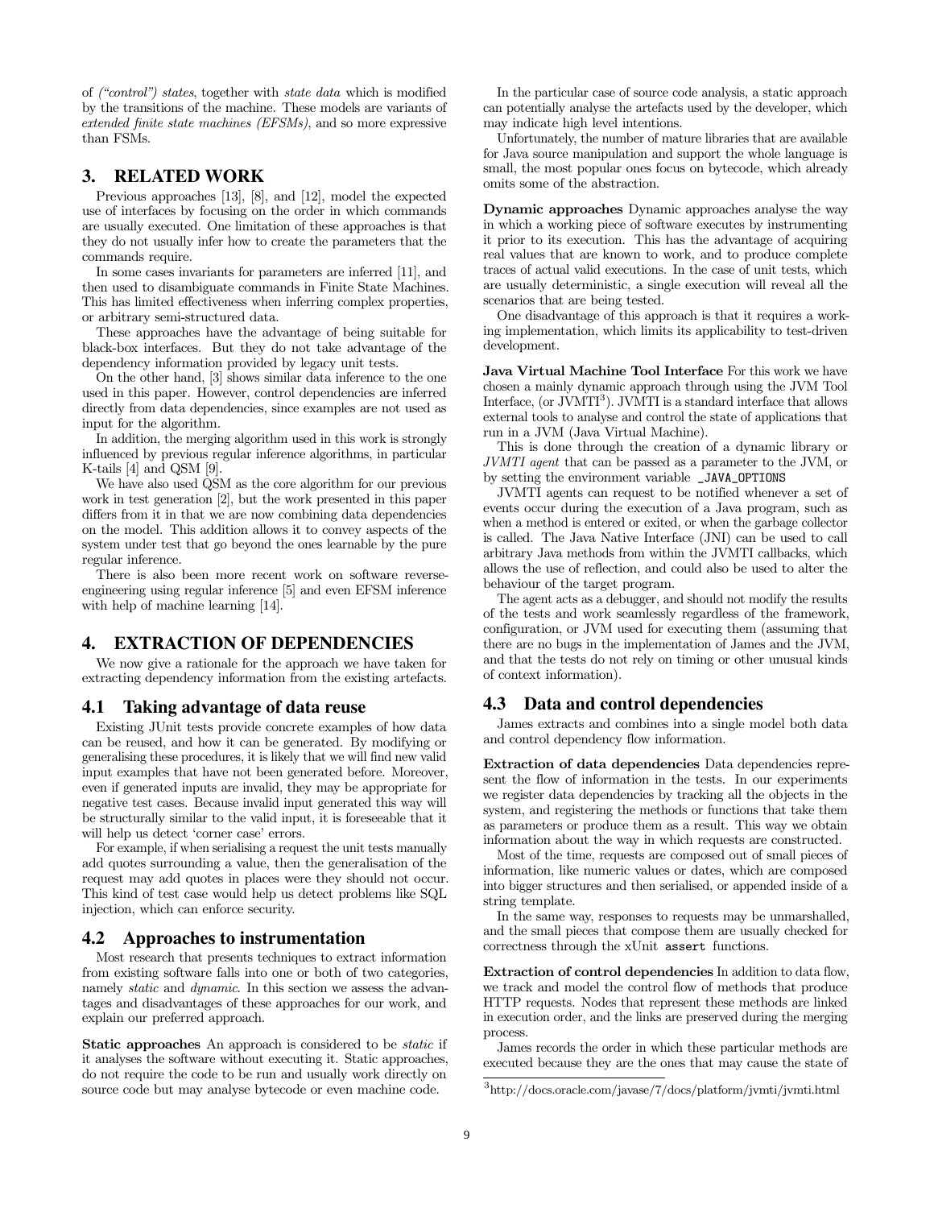of *("control") states*, together with *state data* which is modified by the transitions of the machine. These models are variants of *extended finite state machines (EFSMs)*, and so more expressive than FSMs.

## 3. RELATED WORK

Previous approaches [13], [8], and [12], model the expected use of interfaces by focusing on the order in which commands are usually executed. One limitation of these approaches is that they do not usually infer how to create the parameters that the commands require.

In some cases invariants for parameters are inferred [11], and then used to disambiguate commands in Finite State Machines. This has limited effectiveness when inferring complex properties, or arbitrary semi-structured data.

These approaches have the advantage of being suitable for black-box interfaces. But they do not take advantage of the dependency information provided by legacy unit tests.

On the other hand, [3] shows similar data inference to the one used in this paper. However, control dependencies are inferred directly from data dependencies, since examples are not used as input for the algorithm.

In addition, the merging algorithm used in this work is strongly influenced by previous regular inference algorithms, in particular K-tails [4] and QSM [9].

We have also used QSM as the core algorithm for our previous work in test generation [2], but the work presented in this paper differs from it in that we are now combining data dependencies on the model. This addition allows it to convey aspects of the system under test that go beyond the ones learnable by the pure regular inference.

There is also been more recent work on software reverse-engineering using regular inference [5] and even EFSM inference with help of machine learning [14].

## 4. EXTRACTION OF DEPENDENCIES

We now give a rationale for the approach we have taken for extracting dependency information from the existing artefacts.

### 4.1 Taking advantage of data reuse

Existing JUnit tests provide concrete examples of how data can be reused, and how it can be generated. By modifying or generalising these procedures, it is likely that we will find new valid input examples that have not been generated before. Moreover, even if generated inputs are invalid, they may be appropriate for negative test cases. Because invalid input generated this way will be structurally similar to the valid input, it is foreseeable that it will help us detect 'corner case' errors.

For example, if when serialising a request the unit tests manually add quotes surrounding a value, then the generalisation of the request may add quotes in places were they should not occur. This kind of test case would help us detect problems like SQL injection, which can enforce security.

### 4.2 Approaches to instrumentation

Most research that presents techniques to extract information from existing software falls into one or both of two categories, namely *static* and *dynamic*. In this section we assess the advantages and disadvantages of these approaches for our work, and explain our preferred approach.

**Static approaches** An approach is considered to be *static* if it analyses the software without executing it. Static approaches, do not require the code to be run and usually work directly on source code but may analyse bytecode or even machine code.

In the particular case of source code analysis, a static approach can potentially analyse the artefacts used by the developer, which may indicate high level intentions.

Unfortunately, the number of mature libraries that are available for Java source manipulation and support the whole language is small, the most popular ones focus on bytecode, which already omits some of the abstraction.

**Dynamic approaches** Dynamic approaches analyse the way in which a working piece of software executes by instrumenting it prior to its execution. This has the advantage of acquiring real values that are known to work, and to produce complete traces of actual valid executions. In the case of unit tests, which are usually deterministic, a single execution will reveal all the scenarios that are being tested.

One disadvantage of this approach is that it requires a working implementation, which limits its applicability to test-driven development.

**Java Virtual Machine Tool Interface** For this work we have chosen a mainly dynamic approach through using the JVM Tool Interface, (or JVMTI[3]). JVMTI is a standard interface that allows external tools to analyse and control the state of applications that run in a JVM (Java Virtual Machine).

This is done through the creation of a dynamic library or *JVMTI agent* that can be passed as a parameter to the JVM, or by setting the environment variable `_JAVA_OPTIONS`

JVMTI agents can request to be notified whenever a set of events occur during the execution of a Java program, such as when a method is entered or exited, or when the garbage collector is called. The Java Native Interface (JNI) can be used to call arbitrary Java methods from within the JVMTI callbacks, which allows the use of reflection, and could also be used to alter the behaviour of the target program.

The agent acts as a debugger, and should not modify the results of the tests and work seamlessly regardless of the framework, configuration, or JVM used for executing them (assuming that there are no bugs in the implementation of James and the JVM, and that the tests do not rely on timing or other unusual kinds of context information).

### 4.3 Data and control dependencies

James extracts and combines into a single model both data and control dependency flow information.

**Extraction of data dependencies** Data dependencies represent the flow of information in the tests. In our experiments we register data dependencies by tracking all the objects in the system, and registering the methods or functions that take them as parameters or produce them as a result. This way we obtain information about the way in which requests are constructed.

Most of the time, requests are composed out of small pieces of information, like numeric values or dates, which are composed into bigger structures and then serialised, or appended inside of a string template.

In the same way, responses to requests may be unmarshalled, and the small pieces that compose them are usually checked for correctness through the xUnit `assert` functions.

**Extraction of control dependencies** In addition to data flow, we track and model the control flow of methods that produce HTTP requests. Nodes that represent these methods are linked in execution order, and the links are preserved during the merging process.

James records the order in which these particular methods are executed because they are the ones that may cause the state of

[3] http://docs.oracle.com/javase/7/docs/platform/jvmti/jvmti.html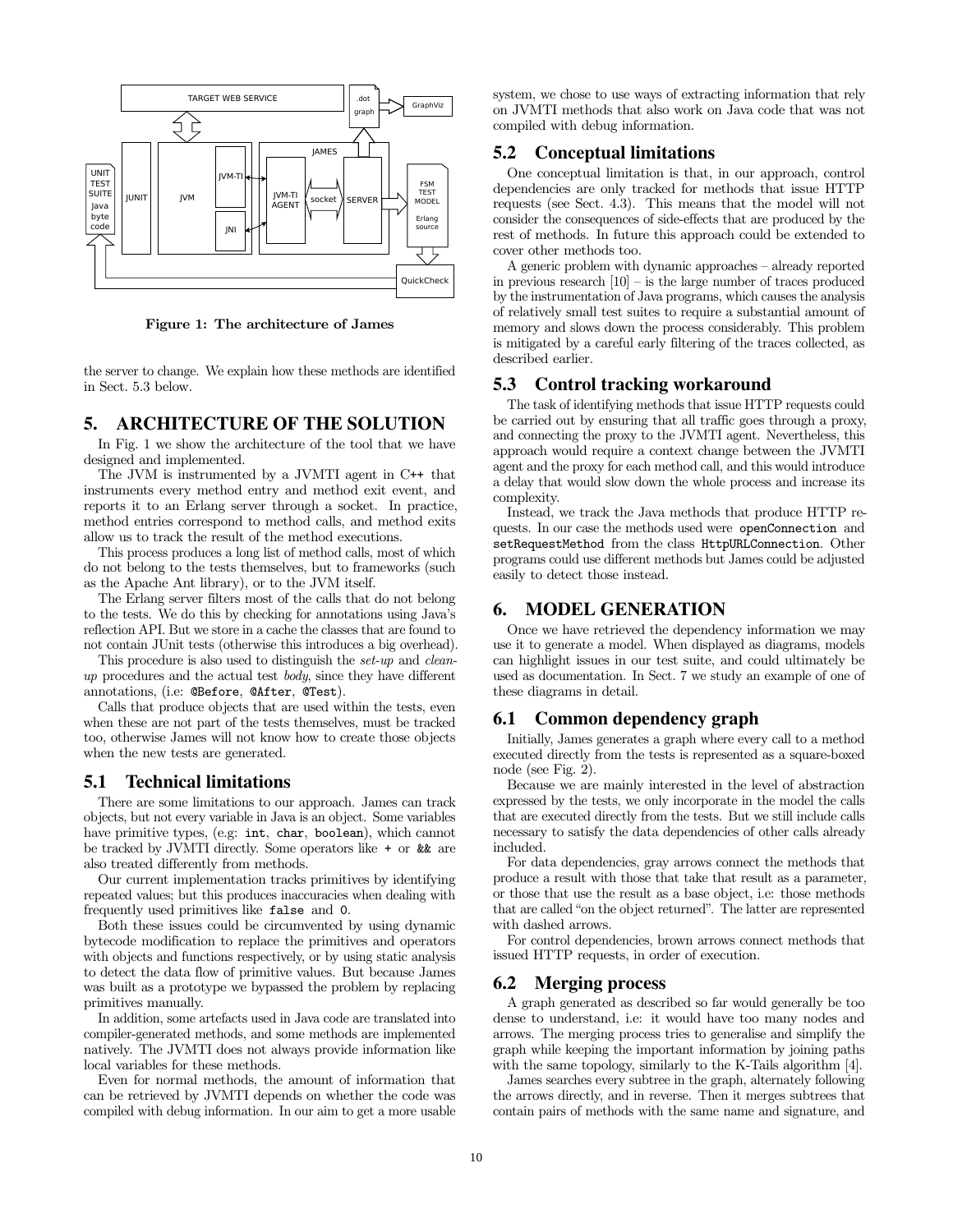Figure 1: The architecture of James

the server to change. We explain how these methods are identified in Sect. 5.3 below.

## 5. ARCHITECTURE OF THE SOLUTION

In Fig. 1 we show the architecture of the tool that we have designed and implemented.

The JVM is instrumented by a JVMTI agent in C++ that instruments every method entry and method exit event, and reports it to an Erlang server through a socket. In practice, method entries correspond to method calls, and method exits allow us to track the result of the method executions.

This process produces a long list of method calls, most of which do not belong to the tests themselves, but to frameworks (such as the Apache Ant library), or to the JVM itself.

The Erlang server filters most of the calls that do not belong to the tests. We do this by checking for annotations using Java's reflection API. But we store in a cache the classes that are found to not contain JUnit tests (otherwise this introduces a big overhead).

This procedure is also used to distinguish the *set-up* and *clean-up* procedures and the actual test *body*, since they have different annotations, (i.e: `@Before`, `@After`, `@Test`).

Calls that produce objects that are used within the tests, even when these are not part of the tests themselves, must be tracked too, otherwise James will not know how to create those objects when the new tests are generated.

### 5.1 Technical limitations

There are some limitations to our approach. James can track objects, but not every variable in Java is an object. Some variables have primitive types, (e.g: `int`, `char`, `boolean`), which cannot be tracked by JVMTI directly. Some operators like `+` or `&&` are also treated differently from methods.

Our current implementation tracks primitives by identifying repeated values; but this produces inaccuracies when dealing with frequently used primitives like `false` and `0`.

Both these issues could be circumvented by using dynamic bytecode modification to replace the primitives and operators with objects and functions respectively, or by using static analysis to detect the data flow of primitive values. But because James was built as a prototype we bypassed the problem by replacing primitives manually.

In addition, some artefacts used in Java code are translated into compiler-generated methods, and some methods are implemented natively. The JVMTI does not always provide information like local variables for these methods.

Even for normal methods, the amount of information that can be retrieved by JVMTI depends on whether the code was compiled with debug information. In our aim to get a more usable system, we chose to use ways of extracting information that rely on JVMTI methods that also work on Java code that was not compiled with debug information.

### 5.2 Conceptual limitations

One conceptual limitation is that, in our approach, control dependencies are only tracked for methods that issue HTTP requests (see Sect. 4.3). This means that the model will not consider the consequences of side-effects that are produced by the rest of methods. In future this approach could be extended to cover other methods too.

A generic problem with dynamic approaches – already reported in previous research [10] – is the large number of traces produced by the instrumentation of Java programs, which causes the analysis of relatively small test suites to require a substantial amount of memory and slows down the process considerably. This problem is mitigated by a careful early filtering of the traces collected, as described earlier.

### 5.3 Control tracking workaround

The task of identifying methods that issue HTTP requests could be carried out by ensuring that all traffic goes through a proxy, and connecting the proxy to the JVMTI agent. Nevertheless, this approach would require a context change between the JVMTI agent and the proxy for each method call, and this would introduce a delay that would slow down the whole process and increase its complexity.

Instead, we track the Java methods that produce HTTP requests. In our case the methods used were `openConnection` and `setRequestMethod` from the class `HttpURLConnection`. Other programs could use different methods but James could be adjusted easily to detect those instead.

## 6. MODEL GENERATION

Once we have retrieved the dependency information we may use it to generate a model. When displayed as diagrams, models can highlight issues in our test suite, and could ultimately be used as documentation. In Sect. 7 we study an example of one of these diagrams in detail.

### 6.1 Common dependency graph

Initially, James generates a graph where every call to a method executed directly from the tests is represented as a square-boxed node (see Fig. 2).

Because we are mainly interested in the level of abstraction expressed by the tests, we only incorporate in the model the calls that are executed directly from the tests. But we still include calls necessary to satisfy the data dependencies of other calls already included.

For data dependencies, gray arrows connect the methods that produce a result with those that take that result as a parameter, or those that use the result as a base object, i.e: those methods that are called "on the object returned". The latter are represented with dashed arrows.

For control dependencies, brown arrows connect methods that issued HTTP requests, in order of execution.

### 6.2 Merging process

A graph generated as described so far would generally be too dense to understand, i.e: it would have too many nodes and arrows. The merging process tries to generalise and simplify the graph while keeping the important information by joining paths with the same topology, similarly to the K-Tails algorithm [4].

James searches every subtree in the graph, alternately following the arrows directly, and in reverse. Then it merges subtrees that contain pairs of methods with the same name and signature, and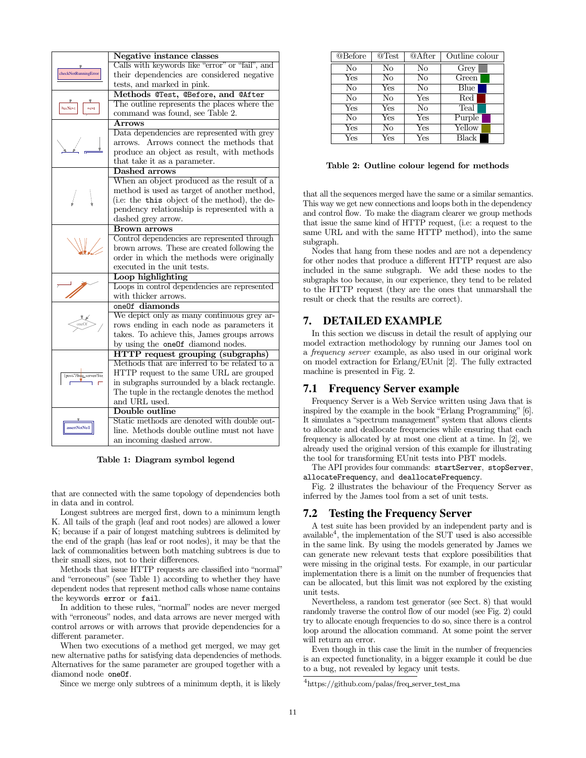| | Negative instance classes |
|---|---|
| | Calls with keywords like "error" or "fail", and their dependencies are considered negative tests, and marked in pink. |
| | **Methods @Test, @Before, and @After** |
| | The outline represents the places where the command was found, see Table 2. |
| | **Arrows** |
| | Data dependencies are represented with grey arrows. Arrows connect the methods that produce an object as result, with methods that take it as a parameter. |
| | **Dashed arrows** |
| | When an object produced as the result of a method is used as target of another method, (i.e: the `this` object of the method), the dependency relationship is represented with a dashed grey arrow. |
| | **Brown arrows** |
| | Control dependencies are represented through brown arrows. These are created following the order in which the methods were originally executed in the unit tests. |
| | **Loop highlighting** |
| | Loops in control dependencies are represented with thicker arrows. |
| | **oneOf diamonds** |
| | We depict only as many continuous grey arrows ending in each node as parameters it takes. To achieve this, James groups arrows by using the `oneOf` diamond nodes. |
| | **HTTP request grouping (subgraphs)** |
| | Methods that are inferred to be related to a HTTP request to the same URL are grouped in subgraphs surrounded by a black rectangle. The tuple in the rectangle denotes the method and URL used. |
| | **Double outline** |
| | Static methods are denoted with double outline. Methods double outline must not have an incoming dashed arrow. |

**Table 1: Diagram symbol legend**

that are connected with the same topology of dependencies both in data and in control.

Longest subtrees are merged first, down to a minimum length K. All tails of the graph (leaf and root nodes) are allowed a lower K; because if a pair of longest matching subtrees is delimited by the end of the graph (has leaf or root nodes), it may be that the lack of commonalities between both matching subtrees is due to their small sizes, not to their differences.

Methods that issue HTTP requests are classified into "normal" and "erroneous" (see Table 1) according to whether they have dependent nodes that represent method calls whose name contains the keywords `error` or `fail`.

In addition to these rules, "normal" nodes are never merged with "erroneous" nodes, and data arrows are never merged with control arrows or with arrows that provide dependencies for a different parameter.

When two executions of a method get merged, we may get new alternative paths for satisfying data dependencies of methods. Alternatives for the same parameter are grouped together with a diamond node `oneOf`.

Since we merge only subtrees of a minimum depth, it is likely

| @Before | @Test | @After | Outline colour |
|---|---|---|---|
| No | No | No | Grey |
| Yes | No | No | Green |
| No | Yes | No | Blue |
| No | No | Yes | Red |
| Yes | Yes | No | Teal |
| No | Yes | Yes | Purple |
| Yes | No | Yes | Yellow |
| Yes | Yes | Yes | Black |

**Table 2: Outline colour legend for methods**

that all the sequences merged have the same or a similar semantics. This way we get new connections and loops both in the dependency and control flow. To make the diagram clearer we group methods that issue the same kind of HTTP request, (i.e: a request to the same URL and with the same HTTP method), into the same subgraph.

Nodes that hang from these nodes and are not a dependency for other nodes that produce a different HTTP request are also included in the same subgraph. We add these nodes to the subgraphs too because, in our experience, they tend to be related to the HTTP request (they are the ones that unmarshall the result or check that the results are correct).

## 7. DETAILED EXAMPLE

In this section we discuss in detail the result of applying our model extraction methodology by running our James tool on a *frequency server* example, as also used in our original work on model extraction for Erlang/EUnit [2]. The fully extracted machine is presented in Fig. 2.

### 7.1 Frequency Server example

Frequency Server is a Web Service written using Java that is inspired by the example in the book "Erlang Programming" [6]. It simulates a "spectrum management" system that allows clients to allocate and deallocate frequencies while ensuring that each frequency is allocated by at most one client at a time. In [2], we already used the original version of this example for illustrating the tool for transforming EUnit tests into PBT models.

The API provides four commands: `startServer`, `stopServer`, `allocateFrequency`, and `deallocateFrequency`.

Fig. 2 illustrates the behaviour of the Frequency Server as inferred by the James tool from a set of unit tests.

### 7.2 Testing the Frequency Server

A test suite has been provided by an independent party and is available[4], the implementation of the SUT used is also accessible in the same link. By using the models generated by James we can generate new relevant tests that explore possibilities that were missing in the original tests. For example, in our particular implementation there is a limit on the number of frequencies that can be allocated, but this limit was not explored by the existing unit tests.

Nevertheless, a random test generator (see Sect. 8) that would randomly traverse the control flow of our model (see Fig. 2) could try to allocate enough frequencies to do so, since there is a control loop around the allocation command. At some point the server will return an error.

Even though in this case the limit in the number of frequencies is an expected functionality, in a bigger example it could be due to a bug, not revealed by legacy unit tests.

[4]https://github.com/palas/freq_server_test_ma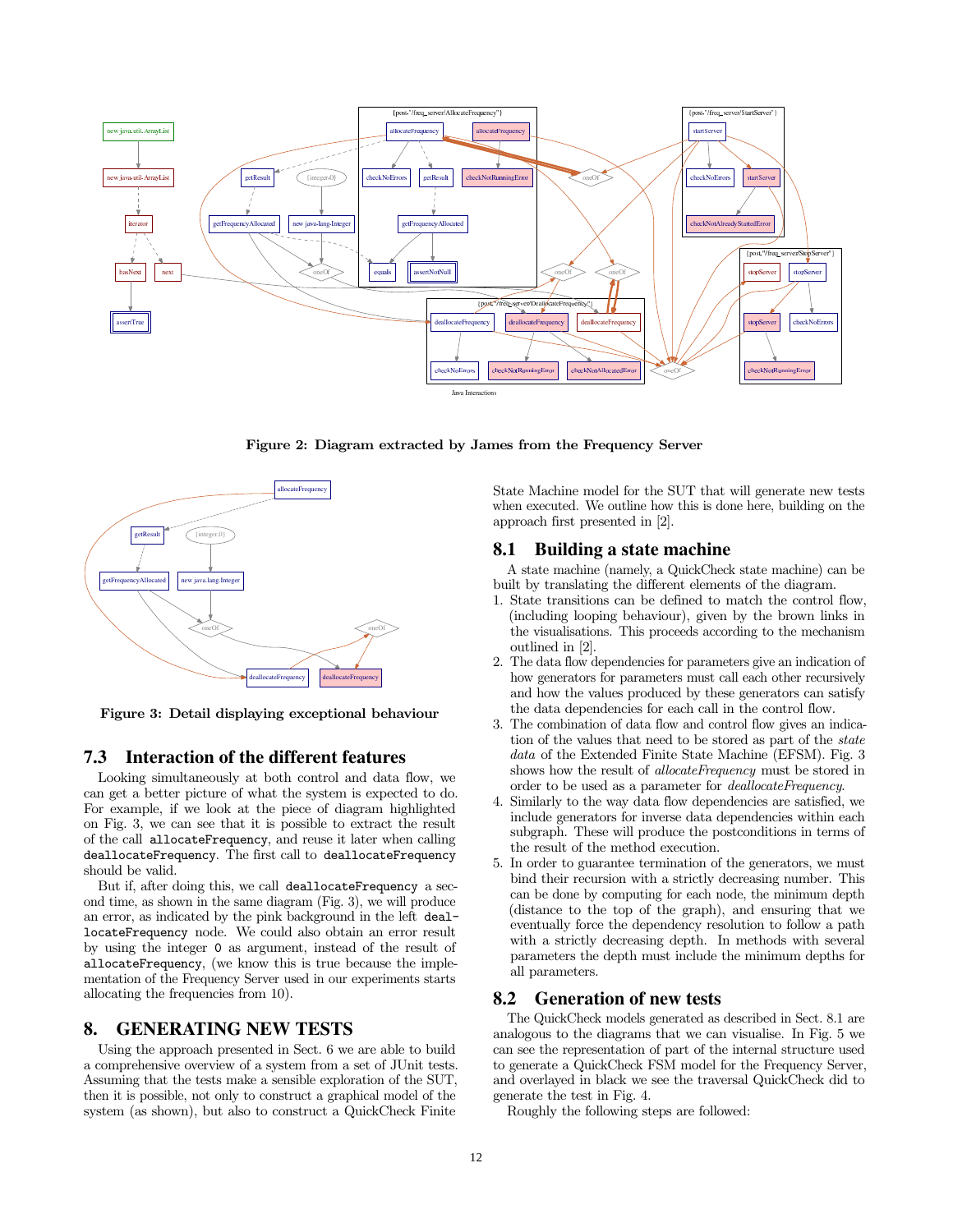Figure 2: Diagram extracted by James from the Frequency Server

Figure 3: Detail displaying exceptional behaviour

### 7.3 Interaction of the different features

Looking simultaneously at both control and data flow, we can get a better picture of what the system is expected to do. For example, if we look at the piece of diagram highlighted on Fig. 3, we can see that it is possible to extract the result of the call `allocateFrequency`, and reuse it later when calling `deallocateFrequency`. The first call to `deallocateFrequency` should be valid.

But if, after doing this, we call `deallocateFrequency` a second time, as shown in the same diagram (Fig. 3), we will produce an error, as indicated by the pink background in the left `deallocateFrequency` node. We could also obtain an error result by using the integer `0` as argument, instead of the result of `allocateFrequency`, (we know this is true because the implementation of the Frequency Server used in our experiments starts allocating the frequencies from 10).

## 8. GENERATING NEW TESTS

Using the approach presented in Sect. 6 we are able to build a comprehensive overview of a system from a set of JUnit tests. Assuming that the tests make a sensible exploration of the SUT, then it is possible, not only to construct a graphical model of the system (as shown), but also to construct a QuickCheck Finite State Machine model for the SUT that will generate new tests when executed. We outline how this is done here, building on the approach first presented in [2].

### 8.1 Building a state machine

A state machine (namely, a QuickCheck state machine) can be built by translating the different elements of the diagram.

1. State transitions can be defined to match the control flow, (including looping behaviour), given by the brown links in the visualisations. This proceeds according to the mechanism outlined in [2].
2. The data flow dependencies for parameters give an indication of how generators for parameters must call each other recursively and how the values produced by these generators can satisfy the data dependencies for each call in the control flow.
3. The combination of data flow and control flow gives an indication of the values that need to be stored as part of the *state data* of the Extended Finite State Machine (EFSM). Fig. 3 shows how the result of *allocateFrequency* must be stored in order to be used as a parameter for *deallocateFrequency*.
4. Similarly to the way data flow dependencies are satisfied, we include generators for inverse data dependencies within each subgraph. These will produce the postconditions in terms of the result of the method execution.
5. In order to guarantee termination of the generators, we must bind their recursion with a strictly decreasing number. This can be done by computing for each node, the minimum depth (distance to the top of the graph), and ensuring that we eventually force the dependency resolution to follow a path with a strictly decreasing depth. In methods with several parameters the depth must include the minimum depths for all parameters.

### 8.2 Generation of new tests

The QuickCheck models generated as described in Sect. 8.1 are analogous to the diagrams that we can visualise. In Fig. 5 we can see the representation of part of the internal structure used to generate a QuickCheck FSM model for the Frequency Server, and overlayed in black we see the traversal QuickCheck did to generate the test in Fig. 4.

Roughly the following steps are followed: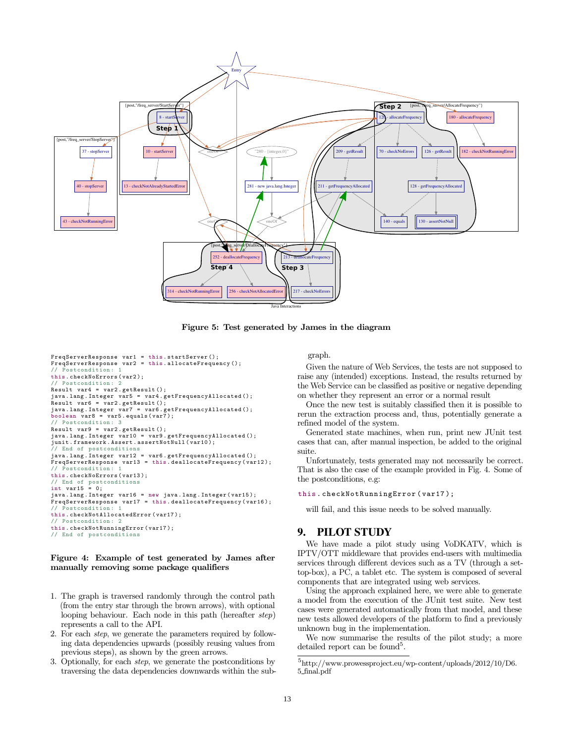Figure 5: Test generated by James in the diagram

```
FreqServerResponse var1 = this.startServer();
FreqServerResponse var2 = this.allocateFrequency();
// Postcondition: 1
this.checkNoErrors(var2);
// Postcondition: 2
Result var4 = var2.getResult();
java.lang.Integer var5 = var4.getFrequencyAllocated();
Result var6 = var2.getResult();
java.lang.Integer var7 = var6.getFrequencyAllocated();
boolean var8 = var5.equals(var7);
// Postcondition: 3
Result var9 = var2.getResult();
java.lang.Integer var10 = var9.getFrequencyAllocated();
junit.framework.Assert.assertNotNull(var10);
// End of postconditions
java.lang.Integer var12 = var6.getFrequencyAllocated();
FreqServerResponse var13 = this.deallocateFrequency(var12);
// Postcondition: 1
this.checkNoErrors(var13);
// End of postconditions
int var15 = 0;
java.lang.Integer var16 = new java.lang.Integer(var15);
FreqServerResponse var17 = this.deallocateFrequency(var16);
// Postcondition: 1
this.checkNotAllocatedError(var17);
// Postcondition: 2
this.checkNotRunningError(var17);
// End of postconditions
```

**Figure 4: Example of test generated by James after manually removing some package qualifiers**

1. The graph is traversed randomly through the control path (from the entry star through the brown arrows), with optional looping behaviour. Each node in this path (hereafter *step*) represents a call to the API.
2. For each *step*, we generate the parameters required by following data dependencies upwards (possibly reusing values from previous steps), as shown by the green arrows.
3. Optionally, for each *step*, we generate the postconditions by traversing the data dependencies downwards within the subgraph.

Given the nature of Web Services, the tests are not supposed to raise any (intended) exceptions. Instead, the results returned by the Web Service can be classified as positive or negative depending on whether they represent an error or a normal result

Once the new test is suitably classified then it is possible to rerun the extraction process and, thus, potentially generate a refined model of the system.

Generated state machines, when run, print new JUnit test cases that can, after manual inspection, be added to the original suite.

Unfortunately, tests generated may not necessarily be correct. That is also the case of the example provided in Fig. 4. Some of the postconditions, e.g:

```
this.checkNotRunningError(var17);
```

will fail, and this issue needs to be solved manually.

## 9. PILOT STUDY

We have made a pilot study using VoDKATV, which is IPTV/OTT middleware that provides end-users with multimedia services through different devices such as a TV (through a set-top-box), a PC, a tablet etc. The system is composed of several components that are integrated using web services.

Using the approach explained here, we were able to generate a model from the execution of the JUnit test suite. New test cases were generated automatically from that model, and these new tests allowed developers of the platform to find a previously unknown bug in the implementation.

We now summarise the results of the pilot study; a more detailed report can be found[5].

[5] http://www.prowessproject.eu/wp-content/uploads/2012/10/D6.5_final.pdf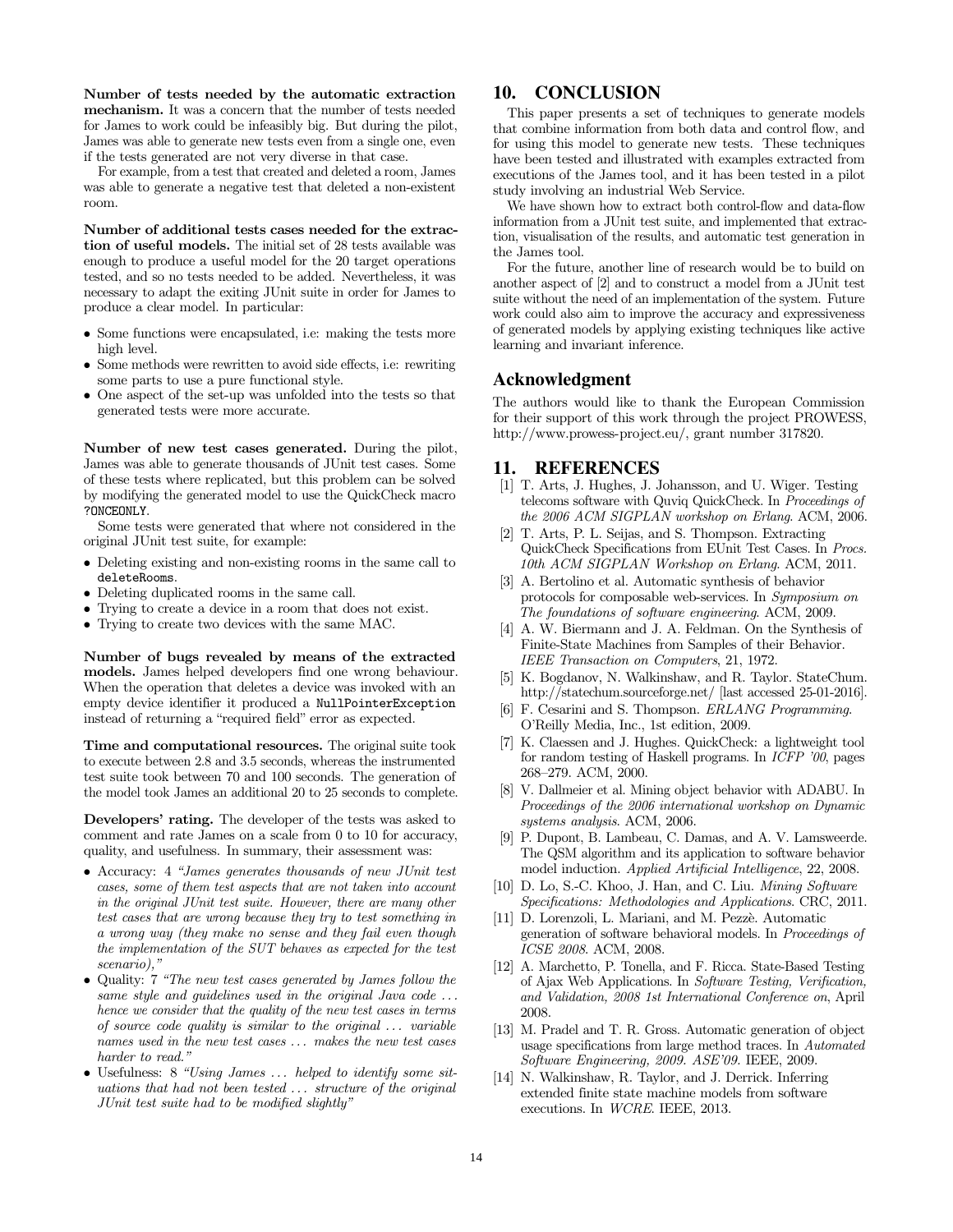**Number of tests needed by the automatic extraction mechanism.** It was a concern that the number of tests needed for James to work could be infeasibly big. But during the pilot, James was able to generate new tests even from a single one, even if the tests generated are not very diverse in that case.

For example, from a test that created and deleted a room, James was able to generate a negative test that deleted a non-existent room.

**Number of additional tests cases needed for the extraction of useful models.** The initial set of 28 tests available was enough to produce a useful model for the 20 target operations tested, and so no tests needed to be added. Nevertheless, it was necessary to adapt the exiting JUnit suite in order for James to produce a clear model. In particular:

- Some functions were encapsulated, i.e: making the tests more high level.
- Some methods were rewritten to avoid side effects, i.e: rewriting some parts to use a pure functional style.
- One aspect of the set-up was unfolded into the tests so that generated tests were more accurate.

**Number of new test cases generated.** During the pilot, James was able to generate thousands of JUnit test cases. Some of these tests where replicated, but this problem can be solved by modifying the generated model to use the QuickCheck macro `?ONCEONLY`.

Some tests were generated that where not considered in the original JUnit test suite, for example:

- Deleting existing and non-existing rooms in the same call to `deleteRooms`.
- Deleting duplicated rooms in the same call.
- Trying to create a device in a room that does not exist.
- Trying to create two devices with the same MAC.

**Number of bugs revealed by means of the extracted models.** James helped developers find one wrong behaviour. When the operation that deletes a device was invoked with an empty device identifier it produced a `NullPointerException` instead of returning a "required field" error as expected.

**Time and computational resources.** The original suite took to execute between 2.8 and 3.5 seconds, whereas the instrumented test suite took between 70 and 100 seconds. The generation of the model took James an additional 20 to 25 seconds to complete.

**Developers' rating.** The developer of the tests was asked to comment and rate James on a scale from 0 to 10 for accuracy, quality, and usefulness. In summary, their assessment was:

- Accuracy: 4 *"James generates thousands of new JUnit test cases, some of them test aspects that are not taken into account in the original JUnit test suite. However, there are many other test cases that are wrong because they try to test something in a wrong way (they make no sense and they fail even though the implementation of the SUT behaves as expected for the test scenario),"*
- Quality: 7 *"The new test cases generated by James follow the same style and guidelines used in the original Java code ... hence we consider that the quality of the new test cases in terms of source code quality is similar to the original ... variable names used in the new test cases ... makes the new test cases harder to read."*
- Usefulness: 8 *"Using James ... helped to identify some situations that had not been tested ... structure of the original JUnit test suite had to be modified slightly"*

## 10. CONCLUSION

This paper presents a set of techniques to generate models that combine information from both data and control flow, and for using this model to generate new tests. These techniques have been tested and illustrated with examples extracted from executions of the James tool, and it has been tested in a pilot study involving an industrial Web Service.

We have shown how to extract both control-flow and data-flow information from a JUnit test suite, and implemented that extraction, visualisation of the results, and automatic test generation in the James tool.

For the future, another line of research would be to build on another aspect of [2] and to construct a model from a JUnit test suite without the need of an implementation of the system. Future work could also aim to improve the accuracy and expressiveness of generated models by applying existing techniques like active learning and invariant inference.

## Acknowledgment

The authors would like to thank the European Commission for their support of this work through the project PROWESS, http://www.prowess-project.eu/, grant number 317820.

## 11. REFERENCES

[1] T. Arts, J. Hughes, J. Johansson, and U. Wiger. Testing telecoms software with Quviq QuickCheck. In *Proceedings of the 2006 ACM SIGPLAN workshop on Erlang*. ACM, 2006.

[2] T. Arts, P. L. Seijas, and S. Thompson. Extracting QuickCheck Specifications from EUnit Test Cases. In *Procs. 10th ACM SIGPLAN Workshop on Erlang*. ACM, 2011.

[3] A. Bertolino et al. Automatic synthesis of behavior protocols for composable web-services. In *Symposium on The foundations of software engineering*. ACM, 2009.

[4] A. W. Biermann and J. A. Feldman. On the Synthesis of Finite-State Machines from Samples of their Behavior. *IEEE Transaction on Computers*, 21, 1972.

[5] K. Bogdanov, N. Walkinshaw, and R. Taylor. StateChum. http://statechum.sourceforge.net/ [last accessed 25-01-2016].

[6] F. Cesarini and S. Thompson. *ERLANG Programming*. O'Reilly Media, Inc., 1st edition, 2009.

[7] K. Claessen and J. Hughes. QuickCheck: a lightweight tool for random testing of Haskell programs. In *ICFP '00*, pages 268–279. ACM, 2000.

[8] V. Dallmeier et al. Mining object behavior with ADABU. In *Proceedings of the 2006 international workshop on Dynamic systems analysis*. ACM, 2006.

[9] P. Dupont, B. Lambeau, C. Damas, and A. V. Lamsweerde. The QSM algorithm and its application to software behavior model induction. *Applied Artificial Intelligence*, 22, 2008.

[10] D. Lo, S.-C. Khoo, J. Han, and C. Liu. *Mining Software Specifications: Methodologies and Applications*. CRC, 2011.

[11] D. Lorenzoli, L. Mariani, and M. Pezzè. Automatic generation of software behavioral models. In *Proceedings of ICSE 2008*. ACM, 2008.

[12] A. Marchetto, P. Tonella, and F. Ricca. State-Based Testing of Ajax Web Applications. In *Software Testing, Verification, and Validation, 2008 1st International Conference on*, April 2008.

[13] M. Pradel and T. R. Gross. Automatic generation of object usage specifications from large method traces. In *Automated Software Engineering, 2009. ASE'09*. IEEE, 2009.

[14] N. Walkinshaw, R. Taylor, and J. Derrick. Inferring extended finite state machine models from software executions. In *WCRE*. IEEE, 2013.